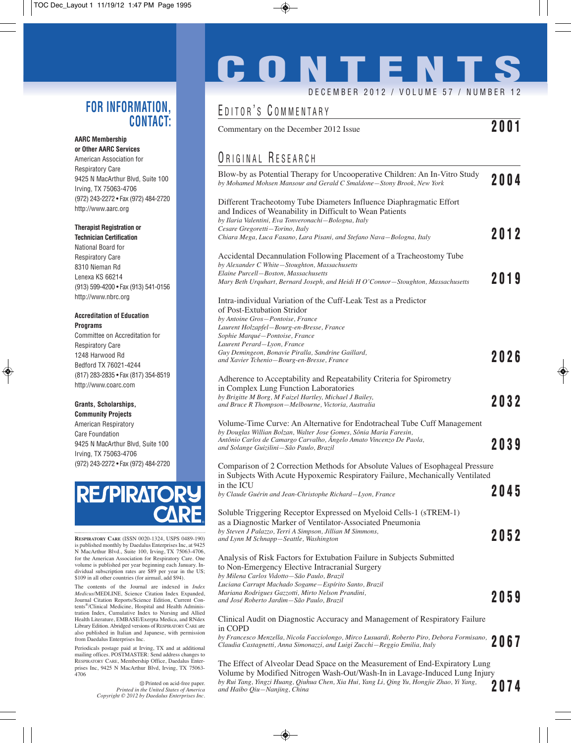# CONTENTS

DECEMBER 2012 / VOLUME 57 / NUMBER 12

## EDITOR'S COMMENTARY

Commentary on the December 2012 Issue **2001**

## ORIGINAL RESEARCH

Blow-by as Potential Therapy for Uncooperative Children: An In-Vitro Study
*by Mohamed Mohsen Mansour and Gerald C Smaldone—Stony Brook, New York* **2004**

Different Tracheotomy Tube Diameters Influence Diaphragmatic Effort and Indices of Weanability in Difficult to Wean Patients
*by Ilaria Valentini, Eva Tonveronachi—Bologna, Italy*
*Cesare Gregoretti—Torino, Italy*
*Chiara Mega, Luca Fasano, Lara Pisani, and Stefano Nava—Bologna, Italy* **2012**

Accidental Decannulation Following Placement of a Tracheostomy Tube
*by Alexander C White—Stoughton, Massachusetts*
*Elaine Purcell—Boston, Massachusetts*
*Mary Beth Urquhart, Bernard Joseph, and Heidi H O'Connor—Stoughton, Massachusetts* **2019**

Intra-individual Variation of the Cuff-Leak Test as a Predictor of Post-Extubation Stridor
*by Antoine Gros—Pontoise, France*
*Laurent Holzapfel—Bourg-en-Bresse, France*
*Sophie Marqué—Pontoise, France*
*Laurent Perard—Lyon, France*
*Guy Demingeon, Bonavie Piralla, Sandrine Gaillard, and Xavier Tchenio—Bourg-en-Bresse, France* **2026**

Adherence to Acceptability and Repeatability Criteria for Spirometry in Complex Lung Function Laboratories
*by Brigitte M Borg, M Faizel Hartley, Michael J Bailey, and Bruce R Thompson—Melbourne, Victoria, Australia* **2032**

Volume-Time Curve: An Alternative for Endotracheal Tube Cuff Management
*by Douglas Willian Bolzan, Walter Jose Gomes, Sônia Maria Faresin, Antônio Carlos de Camargo Carvalho, Ângelo Amato Vincenzo De Paola, and Solange Guizilini—São Paulo, Brazil* **2039**

Comparison of 2 Correction Methods for Absolute Values of Esophageal Pressure in Subjects With Acute Hypoxemic Respiratory Failure, Mechanically Ventilated in the ICU
*by Claude Guérin and Jean-Christophe Richard—Lyon, France* **2045**

Soluble Triggering Receptor Expressed on Myeloid Cells-1 (sTREM-1) as a Diagnostic Marker of Ventilator-Associated Pneumonia
*by Steven J Palazzo, Terri A Simpson, Jillian M Simmons, and Lynn M Schnapp—Seattle, Washington* **2052**

Analysis of Risk Factors for Extubation Failure in Subjects Submitted to Non-Emergency Elective Intracranial Surgery
*by Milena Carlos Vidotto—São Paulo, Brazil*
*Luciana Carrupt Machado Sogame—Espírito Santo, Brazil*
*Mariana Rodrigues Gazzotti, Mirto Nelson Prandini, and José Roberto Jardim—São Paulo, Brazil* **2059**

Clinical Audit on Diagnostic Accuracy and Management of Respiratory Failure in COPD
*by Francesco Menzella, Nicola Facciolongo, Mirco Lusuardi, Roberto Piro, Debora Formisano, Claudia Castagnetti, Anna Simonazzi, and Luigi Zucchi—Reggio Emilia, Italy* **2067**

The Effect of Alveolar Dead Space on the Measurement of End-Expiratory Lung Volume by Modified Nitrogen Wash-Out/Wash-In in Lavage-Induced Lung Injury
*by Rui Tang, Yingzi Huang, Qiuhua Chen, Xia Hui, Yang Li, Qing Yu, Hongjie Zhao, Yi Yang, and Haibo Qiu—Nanjing, China* **2074**

---

## FOR INFORMATION, CONTACT:

**AARC Membership or Other AARC Services**
American Association for Respiratory Care
9425 N MacArthur Blvd, Suite 100
Irving, TX 75063-4706
(972) 243-2272 • Fax (972) 484-2720
http://www.aarc.org

**Therapist Registration or Technician Certification**
National Board for Respiratory Care
8310 Nieman Rd
Lenexa KS 66214
(913) 599-4200 • Fax (913) 541-0156
http://www.nbrc.org

**Accreditation of Education Programs**
Committee on Accreditation for Respiratory Care
1248 Harwood Rd
Bedford TX 76021-4244
(817) 283-2835 • Fax (817) 354-8519
http://www.coarc.com

**Grants, Scholarships, Community Projects**
American Respiratory Care Foundation
9425 N MacArthur Blvd, Suite 100
Irving, TX 75063-4706
(972) 243-2272 • Fax (972) 484-2720

RESPIRATORY CARE

RESPIRATORY CARE (ISSN 0020-1324, USPS 0489-190) is published monthly by Daedalus Enterprises Inc, at 9425 N MacArthur Blvd., Suite 100, Irving, TX 75063-4706, for the American Association for Respiratory Care. One volume is published per year beginning each January. Individual subscription rates are $89 per year in the US; $109 in all other countries (for airmail, add $94).

The contents of the Journal are indexed in *Index Medicus*/MEDLINE, Science Citation Index Expanded, Journal Citation Reports/Science Edition, Current Contents®/Clinical Medicine, Hospital and Health Administration Index, Cumulative Index to Nursing and Allied Health Literature, EMBASE/Exerpta Medica, and RNdex Library Edition. Abridged versions of RESPIRATORY CARE are also published in Italian and Japanese, with permission from Daedalus Enterprises Inc.

Periodicals postage paid at Irving, TX and at additional mailing offices. POSTMASTER: Send address changes to RESPIRATORY CARE, Membership Office, Daedalus Enterprises Inc, 9425 N MacArthur Blvd, Irving, TX 75063-4706

♲ Printed on acid-free paper.
*Printed in the United States of America*
*Copyright © 2012 by Daedalus Enterprises Inc.*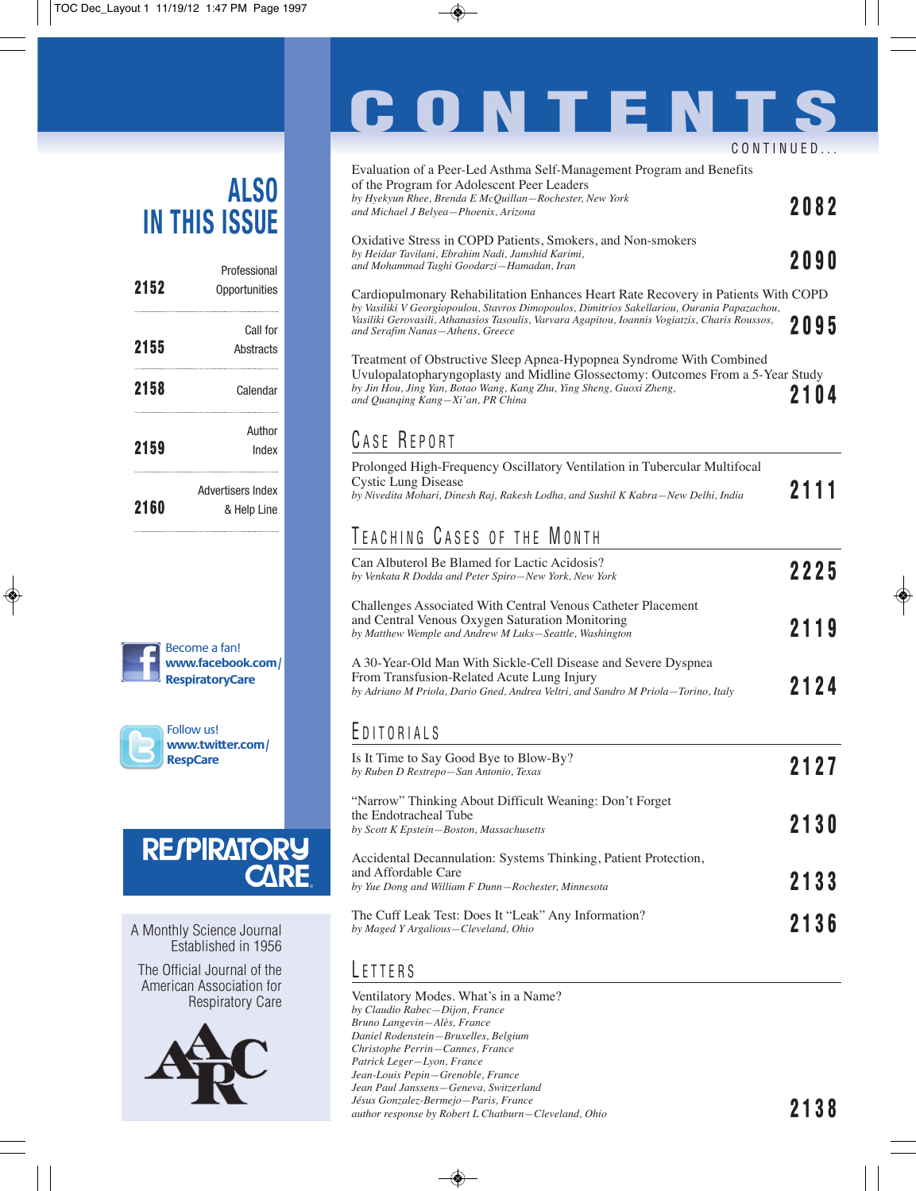# CONTENTS

CONTINUED...

Evaluation of a Peer-Led Asthma Self-Management Program and Benefits of the Program for Adolescent Peer Leaders
*by Hyekyun Rhee, Brenda E McQuillan—Rochester, New York and Michael J Belyea—Phoenix, Arizona* **2082**

Oxidative Stress in COPD Patients, Smokers, and Non-smokers
*by Heidar Tavilani, Ebrahim Nadi, Jamshid Karimi, and Mohammad Taghi Goodarzi—Hamadan, Iran* **2090**

Cardiopulmonary Rehabilitation Enhances Heart Rate Recovery in Patients With COPD
*by Vasiliki V Georgiopoulou, Stavros Dimopoulos, Dimitrios Sakellariou, Ourania Papazachou, Vasiliki Gerovasili, Athanasios Tasoulis, Varvara Agapitou, Ioannis Vogiatzis, Charis Roussos, and Serafim Nanas—Athens, Greece* **2095**

Treatment of Obstructive Sleep Apnea-Hypopnea Syndrome With Combined Uvulopalatopharyngoplasty and Midline Glossectomy: Outcomes From a 5-Year Study
*by Jin Hou, Jing Yan, Botao Wang, Kang Zhu, Ying Sheng, Guoxi Zheng, and Quanqing Kang—Xi'an, PR China* **2104**

## Case Report

Prolonged High-Frequency Oscillatory Ventilation in Tubercular Multifocal Cystic Lung Disease
*by Nivedita Mohari, Dinesh Raj, Rakesh Lodha, and Sushil K Kabra—New Delhi, India* **2111**

## Teaching Cases of the Month

Can Albuterol Be Blamed for Lactic Acidosis?
*by Venkata R Dodda and Peter Spiro—New York, New York* **2225**

Challenges Associated With Central Venous Catheter Placement and Central Venous Oxygen Saturation Monitoring
*by Matthew Wemple and Andrew M Luks—Seattle, Washington* **2119**

A 30-Year-Old Man With Sickle-Cell Disease and Severe Dyspnea From Transfusion-Related Acute Lung Injury
*by Adriano M Priola, Dario Gned, Andrea Veltri, and Sandro M Priola—Torino, Italy* **2124**

## Editorials

Is It Time to Say Good Bye to Blow-By?
*by Ruben D Restrepo—San Antonio, Texas* **2127**

"Narrow" Thinking About Difficult Weaning: Don't Forget the Endotracheal Tube
*by Scott K Epstein—Boston, Massachusetts* **2130**

Accidental Decannulation: Systems Thinking, Patient Protection, and Affordable Care
*by Yue Dong and William F Dunn—Rochester, Minnesota* **2133**

The Cuff Leak Test: Does It "Leak" Any Information?
*by Maged Y Argalious—Cleveland, Ohio* **2136**

## Letters

Ventilatory Modes. What's in a Name?
*by Claudio Rabec—Dijon, France*
*Bruno Langevin—Alès, France*
*Daniel Rodenstein—Bruxelles, Belgium*
*Christophe Perrin—Cannes, France*
*Patrick Leger—Lyon, France*
*Jean-Louis Pepin—Grenoble, France*
*Jean Paul Janssens—Geneva, Switzerland*
*Jésus Gonzalez-Bermejo—Paris, France*
*author response by Robert L Chatburn—Cleveland, Ohio* **2138**

## ALSO IN THIS ISSUE

| | |
|---|---|
| 2152 | Professional Opportunities |
| 2155 | Call for Abstracts |
| 2158 | Calendar |
| 2159 | Author Index |
| 2160 | Advertisers Index & Help Line |

Become a fan! www.facebook.com/RespiratoryCare

Follow us! www.twitter.com/RespCare

RESPIRATORY CARE

A Monthly Science Journal Established in 1956

The Official Journal of the American Association for Respiratory Care

AARC